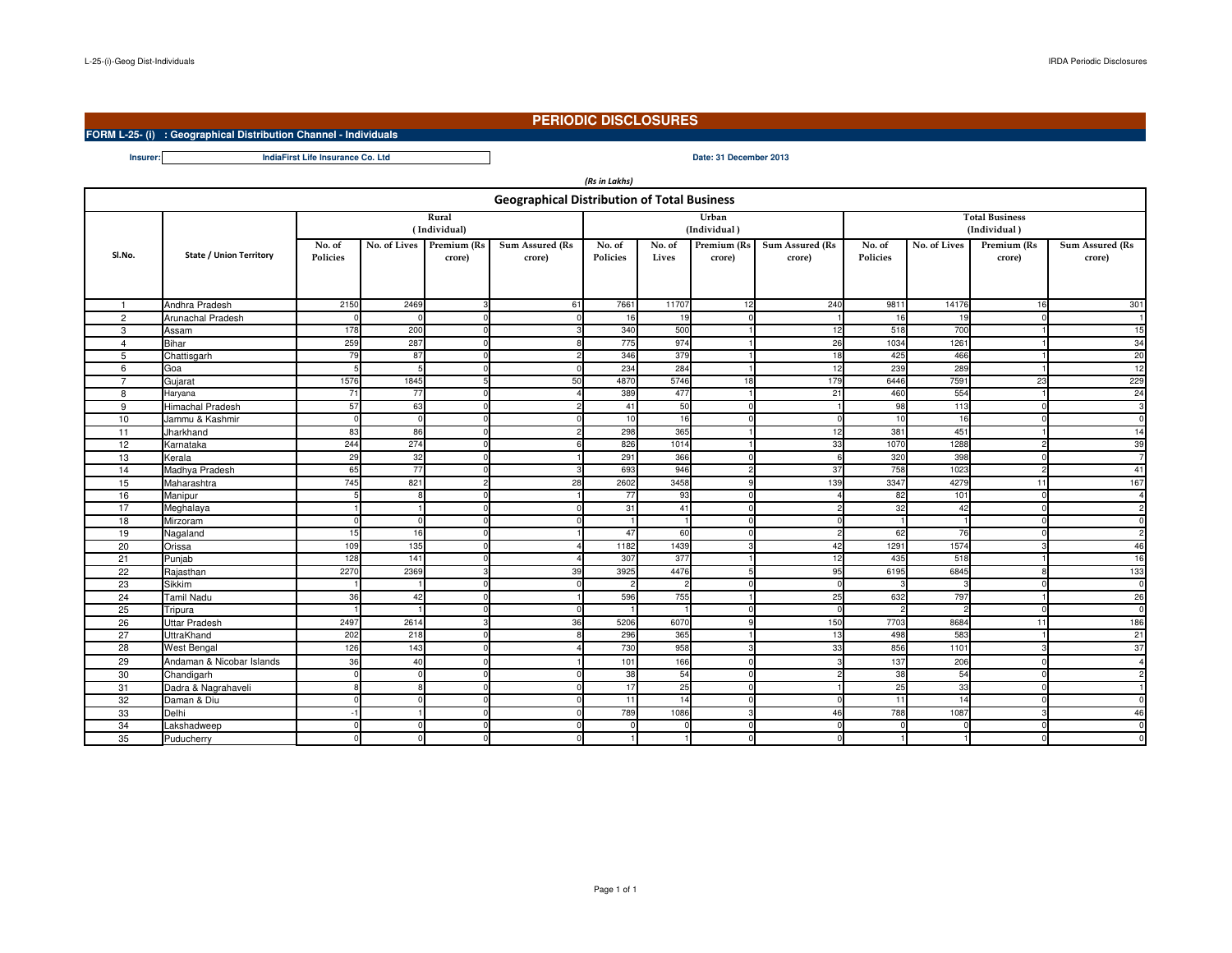# PERIODIC DISCLOSURES

**FORM L-25- (i) : Geographical Distribution Channel - Individuals**

**Insurer:** IndiaFirst Life Insurance Co. Ltd

**Date: 31 December 2013**

*(Rs in Lakhs)*

## Geographical Distribution of Total Business

| Sl.No. | State / Union Territory | Rural (Individual) | | | | Urban (Individual) | | | | Total Business (Individual) | | | |
|---|---|---|---|---|---|---|---|---|---|---|---|---|---|
| | | No. of Policies | No. of Lives | Premium (Rs crore) | Sum Assured (Rs crore) | No. of Policies | No. of Lives | Premium (Rs crore) | Sum Assured (Rs crore) | No. of Policies | No. of Lives | Premium (Rs crore) | Sum Assured (Rs crore) |
| 1 | Andhra Pradesh | 2150 | 2469 | 3 | 61 | 7661 | 11707 | 12 | 240 | 9811 | 14176 | 16 | 301 |
| 2 | Arunachal Pradesh | 0 | 0 | 0 | 0 | 16 | 19 | 0 | 1 | 16 | 19 | 0 | 1 |
| 3 | Assam | 178 | 200 | 0 | 3 | 340 | 500 | 1 | 12 | 518 | 700 | 1 | 15 |
| 4 | Bihar | 259 | 287 | 0 | 8 | 775 | 974 | 1 | 26 | 1034 | 1261 | 1 | 34 |
| 5 | Chattisgarh | 79 | 87 | 0 | 2 | 346 | 379 | 1 | 18 | 425 | 466 | 1 | 20 |
| 6 | Goa | 5 | 5 | 0 | 0 | 234 | 284 | 1 | 12 | 239 | 289 | 1 | 12 |
| 7 | Gujarat | 1576 | 1845 | 5 | 50 | 4870 | 5746 | 18 | 179 | 6446 | 7591 | 23 | 229 |
| 8 | Haryana | 71 | 77 | 0 | 4 | 389 | 477 | 1 | 21 | 460 | 554 | 1 | 24 |
| 9 | Himachal Pradesh | 57 | 63 | 0 | 2 | 41 | 50 | 0 | 1 | 98 | 113 | 0 | 3 |
| 10 | Jammu & Kashmir | 0 | 0 | 0 | 0 | 10 | 16 | 0 | 0 | 10 | 16 | 0 | 0 |
| 11 | Jharkhand | 83 | 86 | 0 | 2 | 298 | 365 | 1 | 12 | 381 | 451 | 1 | 14 |
| 12 | Karnataka | 244 | 274 | 0 | 6 | 826 | 1014 | 1 | 33 | 1070 | 1288 | 2 | 39 |
| 13 | Kerala | 29 | 32 | 0 | 1 | 291 | 366 | 0 | 6 | 320 | 398 | 0 | 7 |
| 14 | Madhya Pradesh | 65 | 77 | 0 | 3 | 693 | 946 | 2 | 37 | 758 | 1023 | 2 | 41 |
| 15 | Maharashtra | 745 | 821 | 2 | 28 | 2602 | 3458 | 9 | 139 | 3347 | 4279 | 11 | 167 |
| 16 | Manipur | 5 | 8 | 0 | 1 | 77 | 93 | 0 | 4 | 82 | 101 | 0 | 4 |
| 17 | Meghalaya | 1 | 1 | 0 | 0 | 31 | 41 | 0 | 2 | 32 | 42 | 0 | 2 |
| 18 | Mirzoram | 0 | 0 | 0 | 0 | 1 | 1 | 0 | 0 | 1 | 1 | 0 | 0 |
| 19 | Nagaland | 15 | 16 | 0 | 1 | 47 | 60 | 0 | 2 | 62 | 76 | 0 | 2 |
| 20 | Orissa | 109 | 135 | 0 | 4 | 1182 | 1439 | 3 | 42 | 1291 | 1574 | 3 | 46 |
| 21 | Punjab | 128 | 141 | 0 | 4 | 307 | 377 | 1 | 12 | 435 | 518 | 1 | 16 |
| 22 | Rajasthan | 2270 | 2369 | 3 | 39 | 3925 | 4476 | 5 | 95 | 6195 | 6845 | 8 | 133 |
| 23 | Sikkim | 1 | 1 | 0 | 0 | 2 | 2 | 0 | 0 | 3 | 3 | 0 | 0 |
| 24 | Tamil Nadu | 36 | 42 | 0 | 1 | 596 | 755 | 1 | 25 | 632 | 797 | 1 | 26 |
| 25 | Tripura | 1 | 1 | 0 | 0 | 1 | 1 | 0 | 0 | 2 | 2 | 0 | 0 |
| 26 | Uttar Pradesh | 2497 | 2614 | 3 | 36 | 5206 | 6070 | 9 | 150 | 7703 | 8684 | 11 | 186 |
| 27 | UttraKhand | 202 | 218 | 0 | 8 | 296 | 365 | 1 | 13 | 498 | 583 | 1 | 21 |
| 28 | West Bengal | 126 | 143 | 0 | 4 | 730 | 958 | 3 | 33 | 856 | 1101 | 3 | 37 |
| 29 | Andaman & Nicobar Islands | 36 | 40 | 0 | 1 | 101 | 166 | 0 | 3 | 137 | 206 | 0 | 4 |
| 30 | Chandigarh | 0 | 0 | 0 | 0 | 38 | 54 | 0 | 2 | 38 | 54 | 0 | 2 |
| 31 | Dadra & Nagrahaveli | 8 | 8 | 0 | 0 | 17 | 25 | 0 | 1 | 25 | 33 | 0 | 1 |
| 32 | Daman & Diu | 0 | 0 | 0 | 0 | 11 | 14 | 0 | 0 | 11 | 14 | 0 | 0 |
| 33 | Delhi | -1 | 1 | 0 | 0 | 789 | 1086 | 3 | 46 | 788 | 1087 | 3 | 46 |
| 34 | Lakshadweep | 0 | 0 | 0 | 0 | 0 | 0 | 0 | 0 | 0 | 0 | 0 | 0 |
| 35 | Puducherry | 0 | 0 | 0 | 0 | 1 | 1 | 0 | 0 | 1 | 1 | 0 | 0 |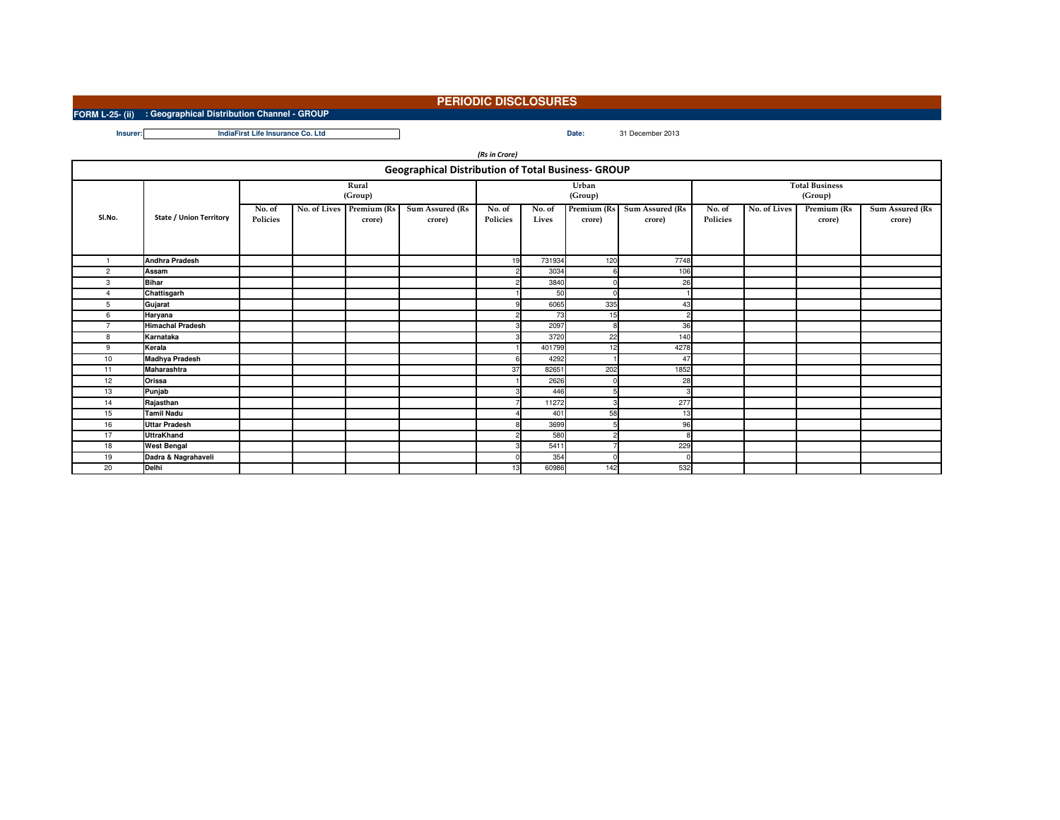# PERIODIC DISCLOSURES

**FORM L-25- (ii) : Geographical Distribution Channel - GROUP**

**Insurer:** IndiaFirst Life Insurance Co. Ltd

**Date:** 31 December 2013

*(Rs in Crore)*

## Geographical Distribution of Total Business- GROUP

| Sl.No. | State / Union Territory | Rural (Group) | | | | Urban (Group) | | | | Total Business (Group) | | | |
|---|---|---|---|---|---|---|---|---|---|---|---|---|---|
| | | No. of Policies | No. of Lives | Premium (Rs crore) | Sum Assured (Rs crore) | No. of Policies | No. of Lives | Premium (Rs crore) | Sum Assured (Rs crore) | No. of Policies | No. of Lives | Premium (Rs crore) | Sum Assured (Rs crore) |
| 1 | Andhra Pradesh | | | | | 19 | 731934 | 120 | 7748 | | | | |
| 2 | Assam | | | | | 2 | 3034 | 6 | 106 | | | | |
| 3 | Bihar | | | | | 2 | 3840 | 0 | 26 | | | | |
| 4 | Chattisgarh | | | | | 1 | 50 | 0 | 1 | | | | |
| 5 | Gujarat | | | | | 9 | 6065 | 335 | 43 | | | | |
| 6 | Haryana | | | | | 2 | 73 | 15 | 2 | | | | |
| 7 | Himachal Pradesh | | | | | 3 | 2097 | 8 | 36 | | | | |
| 8 | Karnataka | | | | | 3 | 3720 | 22 | 140 | | | | |
| 9 | Kerala | | | | | 1 | 401799 | 12 | 4278 | | | | |
| 10 | Madhya Pradesh | | | | | 6 | 4292 | 1 | 47 | | | | |
| 11 | Maharashtra | | | | | 37 | 82651 | 202 | 1852 | | | | |
| 12 | Orissa | | | | | 1 | 2626 | 0 | 28 | | | | |
| 13 | Punjab | | | | | 3 | 446 | 5 | 3 | | | | |
| 14 | Rajasthan | | | | | 7 | 11272 | 3 | 277 | | | | |
| 15 | Tamil Nadu | | | | | 4 | 401 | 58 | 13 | | | | |
| 16 | Uttar Pradesh | | | | | 8 | 3699 | 5 | 96 | | | | |
| 17 | UttraKhand | | | | | 2 | 580 | 2 | 8 | | | | |
| 18 | West Bengal | | | | | 3 | 5411 | 7 | 229 | | | | |
| 19 | Dadra & Nagrahaveli | | | | | 0 | 354 | 0 | 0 | | | | |
| 20 | Delhi | | | | | 13 | 60986 | 142 | 532 | | | | |